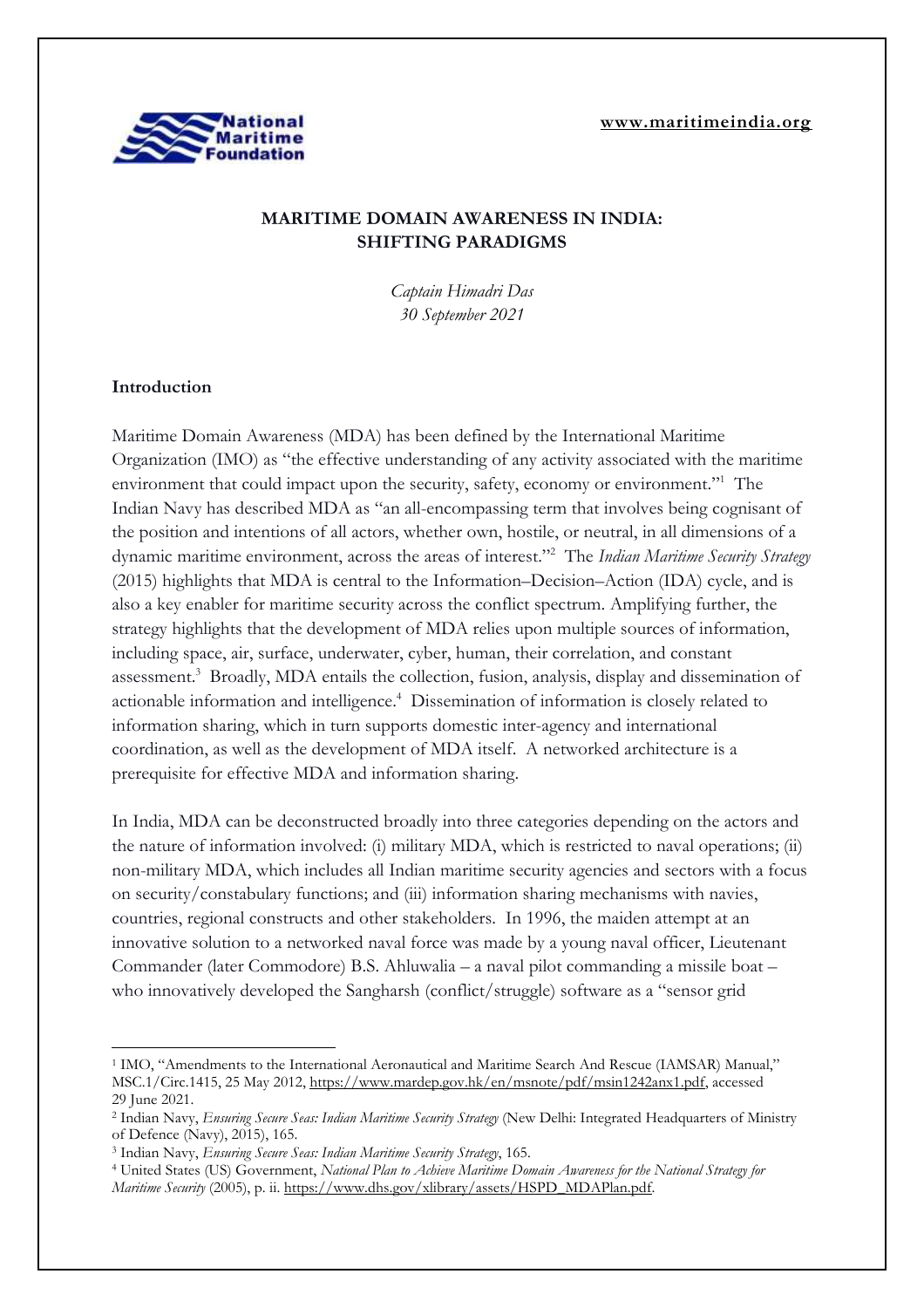www.maritimeindia.org

## MARITIME DOMAIN AWARENESS IN INDIA: SHIFTING PARADIGMS

*Captain Himadri Das*
*30 September 2021*

### Introduction

Maritime Domain Awareness (MDA) has been defined by the International Maritime Organization (IMO) as "the effective understanding of any activity associated with the maritime environment that could impact upon the security, safety, economy or environment."[1] The Indian Navy has described MDA as "an all-encompassing term that involves being cognisant of the position and intentions of all actors, whether own, hostile, or neutral, in all dimensions of a dynamic maritime environment, across the areas of interest."[2] The *Indian Maritime Security Strategy* (2015) highlights that MDA is central to the Information–Decision–Action (IDA) cycle, and is also a key enabler for maritime security across the conflict spectrum. Amplifying further, the strategy highlights that the development of MDA relies upon multiple sources of information, including space, air, surface, underwater, cyber, human, their correlation, and constant assessment.[3] Broadly, MDA entails the collection, fusion, analysis, display and dissemination of actionable information and intelligence.[4] Dissemination of information is closely related to information sharing, which in turn supports domestic inter-agency and international coordination, as well as the development of MDA itself. A networked architecture is a prerequisite for effective MDA and information sharing.

In India, MDA can be deconstructed broadly into three categories depending on the actors and the nature of information involved: (i) military MDA, which is restricted to naval operations; (ii) non-military MDA, which includes all Indian maritime security agencies and sectors with a focus on security/constabulary functions; and (iii) information sharing mechanisms with navies, countries, regional constructs and other stakeholders. In 1996, the maiden attempt at an innovative solution to a networked naval force was made by a young naval officer, Lieutenant Commander (later Commodore) B.S. Ahluwalia – a naval pilot commanding a missile boat – who innovatively developed the Sangharsh (conflict/struggle) software as a "sensor grid

---

[1] IMO, "Amendments to the International Aeronautical and Maritime Search And Rescue (IAMSAR) Manual," MSC.1/Circ.1415, 25 May 2012, https://www.mardep.gov.hk/en/msnote/pdf/msin1242anx1.pdf, accessed 29 June 2021.

[2] Indian Navy, *Ensuring Secure Seas: Indian Maritime Security Strategy* (New Delhi: Integrated Headquarters of Ministry of Defence (Navy), 2015), 165.

[3] Indian Navy, *Ensuring Secure Seas: Indian Maritime Security Strategy*, 165.

[4] United States (US) Government, *National Plan to Achieve Maritime Domain Awareness for the National Strategy for Maritime Security* (2005), p. ii. https://www.dhs.gov/xlibrary/assets/HSPD_MDAPlan.pdf.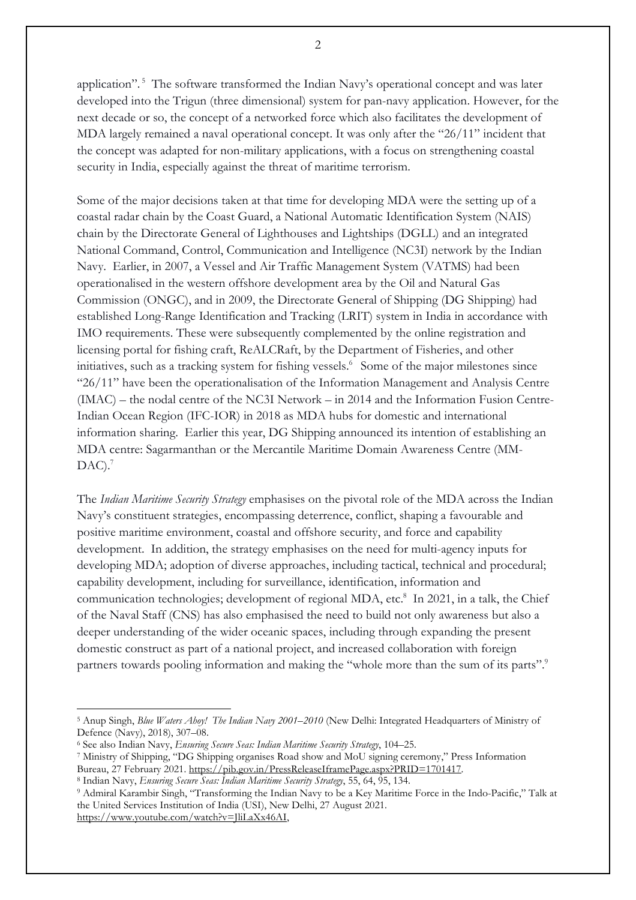application".[5] The software transformed the Indian Navy's operational concept and was later developed into the Trigun (three dimensional) system for pan-navy application. However, for the next decade or so, the concept of a networked force which also facilitates the development of MDA largely remained a naval operational concept. It was only after the "26/11" incident that the concept was adapted for non-military applications, with a focus on strengthening coastal security in India, especially against the threat of maritime terrorism.

Some of the major decisions taken at that time for developing MDA were the setting up of a coastal radar chain by the Coast Guard, a National Automatic Identification System (NAIS) chain by the Directorate General of Lighthouses and Lightships (DGLL) and an integrated National Command, Control, Communication and Intelligence (NC3I) network by the Indian Navy. Earlier, in 2007, a Vessel and Air Traffic Management System (VATMS) had been operationalised in the western offshore development area by the Oil and Natural Gas Commission (ONGC), and in 2009, the Directorate General of Shipping (DG Shipping) had established Long-Range Identification and Tracking (LRIT) system in India in accordance with IMO requirements. These were subsequently complemented by the online registration and licensing portal for fishing craft, ReALCRaft, by the Department of Fisheries, and other initiatives, such as a tracking system for fishing vessels.[6] Some of the major milestones since "26/11" have been the operationalisation of the Information Management and Analysis Centre (IMAC) – the nodal centre of the NC3I Network – in 2014 and the Information Fusion Centre-Indian Ocean Region (IFC-IOR) in 2018 as MDA hubs for domestic and international information sharing. Earlier this year, DG Shipping announced its intention of establishing an MDA centre: Sagarmanthan or the Mercantile Maritime Domain Awareness Centre (MM-DAC).[7]

The *Indian Maritime Security Strategy* emphasises on the pivotal role of the MDA across the Indian Navy's constituent strategies, encompassing deterrence, conflict, shaping a favourable and positive maritime environment, coastal and offshore security, and force and capability development. In addition, the strategy emphasises on the need for multi-agency inputs for developing MDA; adoption of diverse approaches, including tactical, technical and procedural; capability development, including for surveillance, identification, information and communication technologies; development of regional MDA, etc.[8] In 2021, in a talk, the Chief of the Naval Staff (CNS) has also emphasised the need to build not only awareness but also a deeper understanding of the wider oceanic spaces, including through expanding the present domestic construct as part of a national project, and increased collaboration with foreign partners towards pooling information and making the "whole more than the sum of its parts".[9]

---

[5] Anup Singh, *Blue Waters Ahoy! The Indian Navy 2001–2010* (New Delhi: Integrated Headquarters of Ministry of Defence (Navy), 2018), 307–08.

[6] See also Indian Navy, *Ensuring Secure Seas: Indian Maritime Security Strategy*, 104–25.

[7] Ministry of Shipping, "DG Shipping organises Road show and MoU signing ceremony," Press Information Bureau, 27 February 2021. https://pib.gov.in/PressReleaseIframePage.aspx?PRID=1701417.

[8] Indian Navy, *Ensuring Secure Seas: Indian Maritime Security Strategy*, 55, 64, 95, 134.

[9] Admiral Karambir Singh, "Transforming the Indian Navy to be a Key Maritime Force in the Indo-Pacific," Talk at the United Services Institution of India (USI), New Delhi, 27 August 2021. https://www.youtube.com/watch?v=JliLaXx46AI,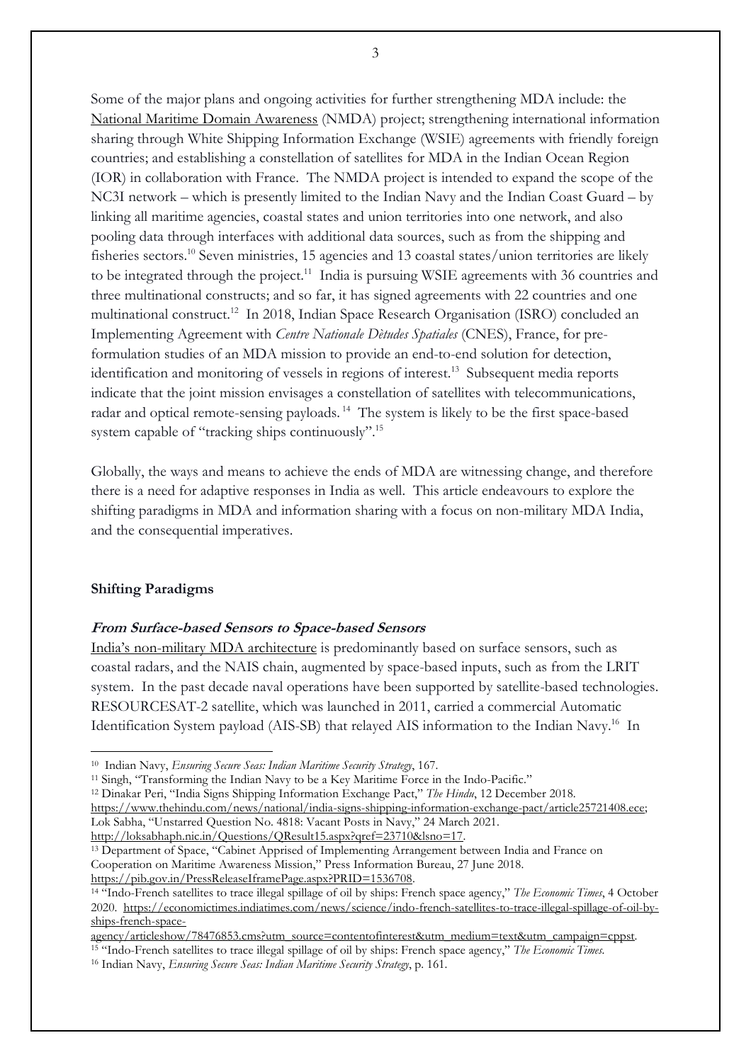Some of the major plans and ongoing activities for further strengthening MDA include: the National Maritime Domain Awareness (NMDA) project; strengthening international information sharing through White Shipping Information Exchange (WSIE) agreements with friendly foreign countries; and establishing a constellation of satellites for MDA in the Indian Ocean Region (IOR) in collaboration with France. The NMDA project is intended to expand the scope of the NC3I network – which is presently limited to the Indian Navy and the Indian Coast Guard – by linking all maritime agencies, coastal states and union territories into one network, and also pooling data through interfaces with additional data sources, such as from the shipping and fisheries sectors.[10] Seven ministries, 15 agencies and 13 coastal states/union territories are likely to be integrated through the project.[11] India is pursuing WSIE agreements with 36 countries and three multinational constructs; and so far, it has signed agreements with 22 countries and one multinational construct.[12] In 2018, Indian Space Research Organisation (ISRO) concluded an Implementing Agreement with *Centre Nationale Dètudes Spatiales* (CNES), France, for pre-formulation studies of an MDA mission to provide an end-to-end solution for detection, identification and monitoring of vessels in regions of interest.[13] Subsequent media reports indicate that the joint mission envisages a constellation of satellites with telecommunications, radar and optical remote-sensing payloads.[14] The system is likely to be the first space-based system capable of "tracking ships continuously".[15]

Globally, the ways and means to achieve the ends of MDA are witnessing change, and therefore there is a need for adaptive responses in India as well. This article endeavours to explore the shifting paradigms in MDA and information sharing with a focus on non-military MDA India, and the consequential imperatives.

## Shifting Paradigms

### *From Surface-based Sensors to Space-based Sensors*

India's non-military MDA architecture is predominantly based on surface sensors, such as coastal radars, and the NAIS chain, augmented by space-based inputs, such as from the LRIT system. In the past decade naval operations have been supported by satellite-based technologies. RESOURCESAT-2 satellite, which was launched in 2011, carried a commercial Automatic Identification System payload (AIS-SB) that relayed AIS information to the Indian Navy.[16] In

---

[10] Indian Navy, *Ensuring Secure Seas: Indian Maritime Security Strategy*, 167.

[11] Singh, "Transforming the Indian Navy to be a Key Maritime Force in the Indo-Pacific."

[12] Dinakar Peri, "India Signs Shipping Information Exchange Pact," *The Hindu*, 12 December 2018. https://www.thehindu.com/news/national/india-signs-shipping-information-exchange-pact/article25721408.ece; Lok Sabha, "Unstarred Question No. 4818: Vacant Posts in Navy," 24 March 2021. http://loksabhaph.nic.in/Questions/QResult15.aspx?qref=23710&lsno=17.

[13] Department of Space, "Cabinet Apprised of Implementing Arrangement between India and France on Cooperation on Maritime Awareness Mission," Press Information Bureau, 27 June 2018. https://pib.gov.in/PressReleaseIframePage.aspx?PRID=1536708.

[14] "Indo-French satellites to trace illegal spillage of oil by ships: French space agency," *The Economic Times*, 4 October 2020. https://economictimes.indiatimes.com/news/science/indo-french-satellites-to-trace-illegal-spillage-of-oil-by-ships-french-space-agency/articleshow/78476853.cms?utm_source=contentofinterest&utm_medium=text&utm_campaign=cppst.

[15] "Indo-French satellites to trace illegal spillage of oil by ships: French space agency," *The Economic Times*.

[16] Indian Navy, *Ensuring Secure Seas: Indian Maritime Security Strategy*, p. 161.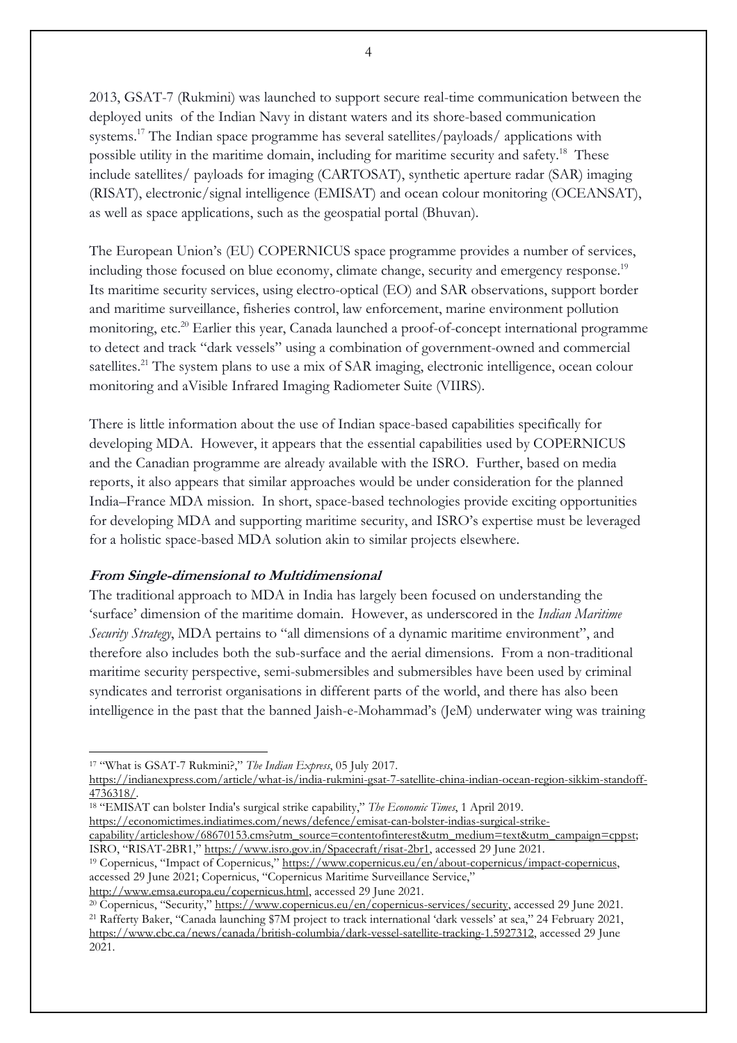2013, GSAT-7 (Rukmini) was launched to support secure real-time communication between the deployed units of the Indian Navy in distant waters and its shore-based communication systems.[17] The Indian space programme has several satellites/payloads/ applications with possible utility in the maritime domain, including for maritime security and safety.[18] These include satellites/ payloads for imaging (CARTOSAT), synthetic aperture radar (SAR) imaging (RISAT), electronic/signal intelligence (EMISAT) and ocean colour monitoring (OCEANSAT), as well as space applications, such as the geospatial portal (Bhuvan).

The European Union's (EU) COPERNICUS space programme provides a number of services, including those focused on blue economy, climate change, security and emergency response.[19] Its maritime security services, using electro-optical (EO) and SAR observations, support border and maritime surveillance, fisheries control, law enforcement, marine environment pollution monitoring, etc.[20] Earlier this year, Canada launched a proof-of-concept international programme to detect and track "dark vessels" using a combination of government-owned and commercial satellites.[21] The system plans to use a mix of SAR imaging, electronic intelligence, ocean colour monitoring and aVisible Infrared Imaging Radiometer Suite (VIIRS).

There is little information about the use of Indian space-based capabilities specifically for developing MDA. However, it appears that the essential capabilities used by COPERNICUS and the Canadian programme are already available with the ISRO. Further, based on media reports, it also appears that similar approaches would be under consideration for the planned India–France MDA mission. In short, space-based technologies provide exciting opportunities for developing MDA and supporting maritime security, and ISRO's expertise must be leveraged for a holistic space-based MDA solution akin to similar projects elsewhere.

### *From Single-dimensional to Multidimensional*

The traditional approach to MDA in India has largely been focused on understanding the 'surface' dimension of the maritime domain. However, as underscored in the *Indian Maritime Security Strategy*, MDA pertains to "all dimensions of a dynamic maritime environment", and therefore also includes both the sub-surface and the aerial dimensions. From a non-traditional maritime security perspective, semi-submersibles and submersibles have been used by criminal syndicates and terrorist organisations in different parts of the world, and there has also been intelligence in the past that the banned Jaish-e-Mohammad's (JeM) underwater wing was training

---

[17] "What is GSAT-7 Rukmini?," *The Indian Express*, 05 July 2017. https://indianexpress.com/article/what-is/india-rukmini-gsat-7-satellite-china-indian-ocean-region-sikkim-standoff-4736318/.

[18] "EMISAT can bolster India's surgical strike capability," *The Economic Times*, 1 April 2019. https://economictimes.indiatimes.com/news/defence/emisat-can-bolster-indias-surgical-strike-capability/articleshow/68670153.cms?utm_source=contentofinterest&utm_medium=text&utm_campaign=cppst; ISRO, "RISAT-2BR1," https://www.isro.gov.in/Spacecraft/risat-2br1, accessed 29 June 2021.

[19] Copernicus, "Impact of Copernicus," https://www.copernicus.eu/en/about-copernicus/impact-copernicus, accessed 29 June 2021; Copernicus, "Copernicus Maritime Surveillance Service," http://www.emsa.europa.eu/copernicus.html, accessed 29 June 2021.

[20] Copernicus, "Security," https://www.copernicus.eu/en/copernicus-services/security, accessed 29 June 2021.

[21] Rafferty Baker, "Canada launching $7M project to track international 'dark vessels' at sea," 24 February 2021, https://www.cbc.ca/news/canada/british-columbia/dark-vessel-satellite-tracking-1.5927312, accessed 29 June 2021.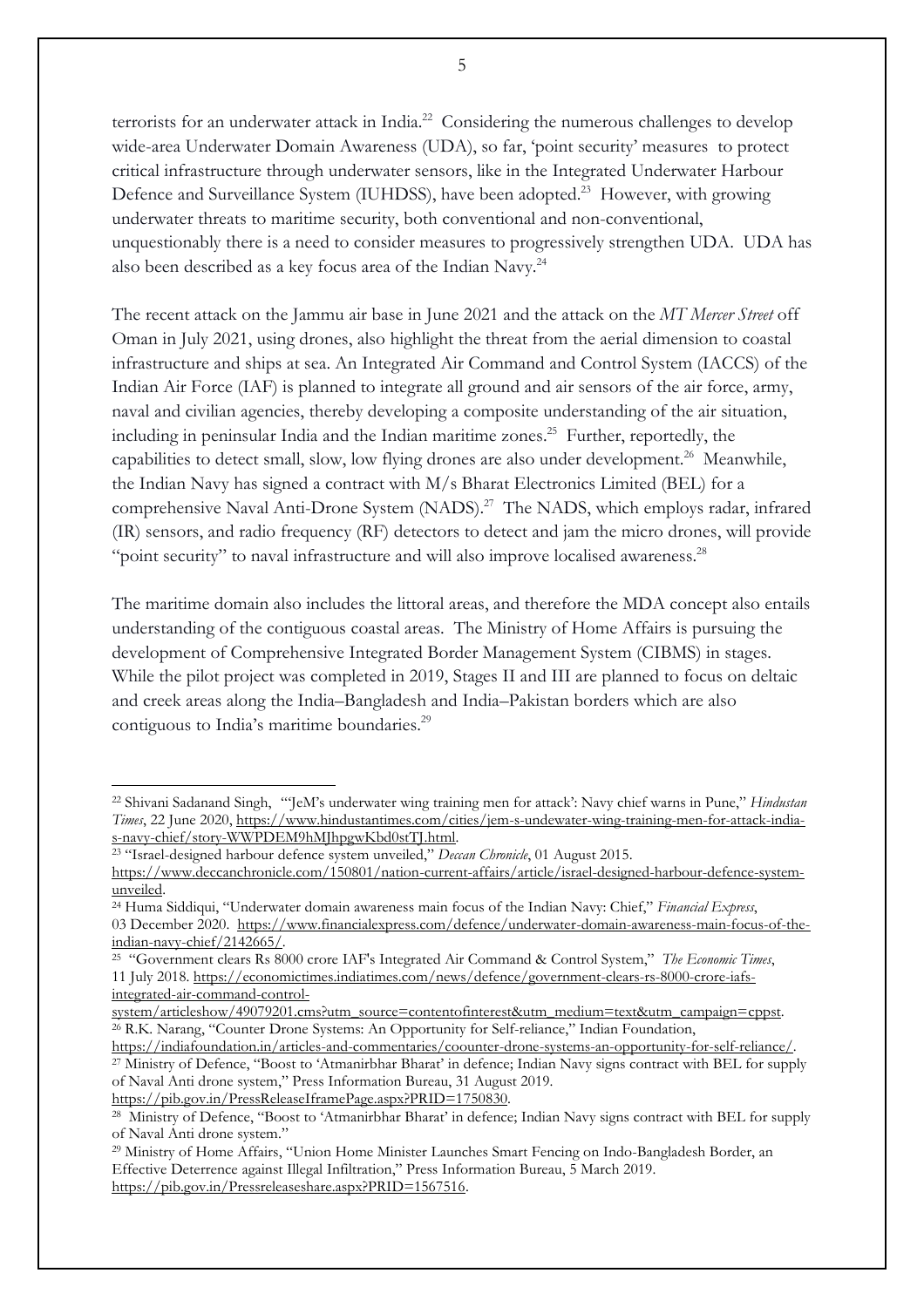terrorists for an underwater attack in India.[22] Considering the numerous challenges to develop wide-area Underwater Domain Awareness (UDA), so far, 'point security' measures to protect critical infrastructure through underwater sensors, like in the Integrated Underwater Harbour Defence and Surveillance System (IUHDSS), have been adopted.[23] However, with growing underwater threats to maritime security, both conventional and non-conventional, unquestionably there is a need to consider measures to progressively strengthen UDA. UDA has also been described as a key focus area of the Indian Navy.[24]

The recent attack on the Jammu air base in June 2021 and the attack on the *MT Mercer Street* off Oman in July 2021, using drones, also highlight the threat from the aerial dimension to coastal infrastructure and ships at sea. An Integrated Air Command and Control System (IACCS) of the Indian Air Force (IAF) is planned to integrate all ground and air sensors of the air force, army, naval and civilian agencies, thereby developing a composite understanding of the air situation, including in peninsular India and the Indian maritime zones.[25] Further, reportedly, the capabilities to detect small, slow, low flying drones are also under development.[26] Meanwhile, the Indian Navy has signed a contract with M/s Bharat Electronics Limited (BEL) for a comprehensive Naval Anti-Drone System (NADS).[27] The NADS, which employs radar, infrared (IR) sensors, and radio frequency (RF) detectors to detect and jam the micro drones, will provide "point security" to naval infrastructure and will also improve localised awareness.[28]

The maritime domain also includes the littoral areas, and therefore the MDA concept also entails understanding of the contiguous coastal areas. The Ministry of Home Affairs is pursuing the development of Comprehensive Integrated Border Management System (CIBMS) in stages. While the pilot project was completed in 2019, Stages II and III are planned to focus on deltaic and creek areas along the India–Bangladesh and India–Pakistan borders which are also contiguous to India's maritime boundaries.[29]

---

[22] Shivani Sadanand Singh, "'JeM's underwater wing training men for attack': Navy chief warns in Pune," *Hindustan Times*, 22 June 2020, https://www.hindustantimes.com/cities/jem-s-undewater-wing-training-men-for-attack-india-s-navy-chief/story-WWPDEM9hMJhpgwKbd0stTJ.html.

[23] "Israel-designed harbour defence system unveiled," *Deccan Chronicle*, 01 August 2015. https://www.deccanchronicle.com/150801/nation-current-affairs/article/israel-designed-harbour-defence-system-unveiled.

[24] Huma Siddiqui, "Underwater domain awareness main focus of the Indian Navy: Chief," *Financial Express*, 03 December 2020. https://www.financialexpress.com/defence/underwater-domain-awareness-main-focus-of-the-indian-navy-chief/2142665/.

[25] "Government clears Rs 8000 crore IAF's Integrated Air Command & Control System," *The Economic Times*, 11 July 2018. https://economictimes.indiatimes.com/news/defence/government-clears-rs-8000-crore-iafs-integrated-air-command-control-system/articleshow/49079201.cms?utm_source=contentofinterest&utm_medium=text&utm_campaign=cppst.

[26] R.K. Narang, "Counter Drone Systems: An Opportunity for Self-reliance," Indian Foundation, https://indiafoundation.in/articles-and-commentaries/coounter-drone-systems-an-opportunity-for-self-reliance/.

[27] Ministry of Defence, "Boost to 'Atmanirbhar Bharat' in defence; Indian Navy signs contract with BEL for supply of Naval Anti drone system," Press Information Bureau, 31 August 2019. https://pib.gov.in/PressReleaseIframePage.aspx?PRID=1750830.

[28] Ministry of Defence, "Boost to 'Atmanirbhar Bharat' in defence; Indian Navy signs contract with BEL for supply of Naval Anti drone system."

[29] Ministry of Home Affairs, "Union Home Minister Launches Smart Fencing on Indo-Bangladesh Border, an Effective Deterrence against Illegal Infiltration," Press Information Bureau, 5 March 2019. https://pib.gov.in/Pressreleaseshare.aspx?PRID=1567516.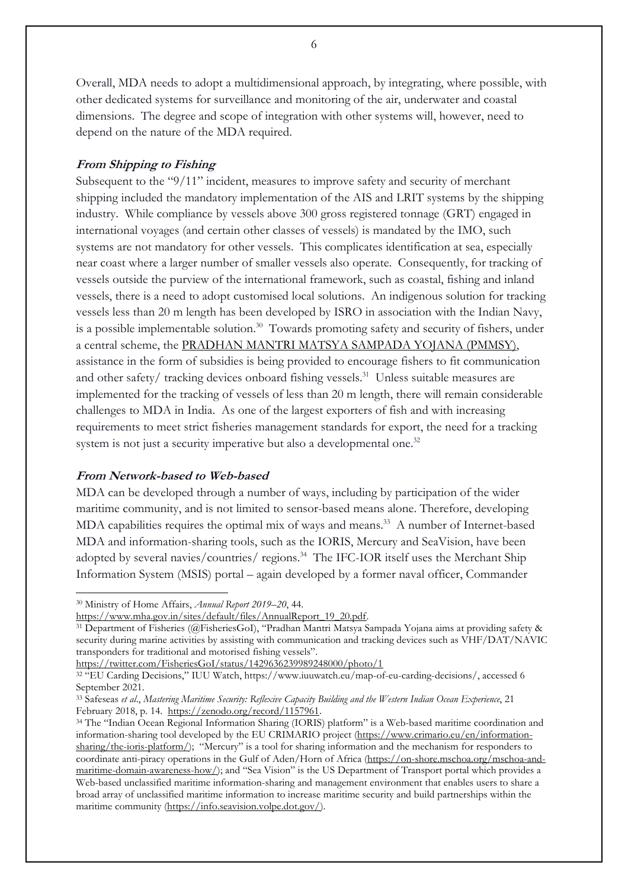Overall, MDA needs to adopt a multidimensional approach, by integrating, where possible, with other dedicated systems for surveillance and monitoring of the air, underwater and coastal dimensions. The degree and scope of integration with other systems will, however, need to depend on the nature of the MDA required.

### *From Shipping to Fishing*

Subsequent to the "9/11" incident, measures to improve safety and security of merchant shipping included the mandatory implementation of the AIS and LRIT systems by the shipping industry. While compliance by vessels above 300 gross registered tonnage (GRT) engaged in international voyages (and certain other classes of vessels) is mandated by the IMO, such systems are not mandatory for other vessels. This complicates identification at sea, especially near coast where a larger number of smaller vessels also operate. Consequently, for tracking of vessels outside the purview of the international framework, such as coastal, fishing and inland vessels, there is a need to adopt customised local solutions. An indigenous solution for tracking vessels less than 20 m length has been developed by ISRO in association with the Indian Navy, is a possible implementable solution.[30] Towards promoting safety and security of fishers, under a central scheme, the PRADHAN MANTRI MATSYA SAMPADA YOJANA (PMMSY), assistance in the form of subsidies is being provided to encourage fishers to fit communication and other safety/ tracking devices onboard fishing vessels.[31] Unless suitable measures are implemented for the tracking of vessels of less than 20 m length, there will remain considerable challenges to MDA in India. As one of the largest exporters of fish and with increasing requirements to meet strict fisheries management standards for export, the need for a tracking system is not just a security imperative but also a developmental one.[32]

### *From Network-based to Web-based*

MDA can be developed through a number of ways, including by participation of the wider maritime community, and is not limited to sensor-based means alone. Therefore, developing MDA capabilities requires the optimal mix of ways and means.[33] A number of Internet-based MDA and information-sharing tools, such as the IORIS, Mercury and SeaVision, have been adopted by several navies/countries/ regions.[34] The IFC-IOR itself uses the Merchant Ship Information System (MSIS) portal – again developed by a former naval officer, Commander

---

[30] Ministry of Home Affairs, *Annual Report 2019–20*, 44. https://www.mha.gov.in/sites/default/files/AnnualReport_19_20.pdf.

[31] Department of Fisheries (@FisheriesGoI), "Pradhan Mantri Matsya Sampada Yojana aims at providing safety & security during marine activities by assisting with communication and tracking devices such as VHF/DAT/NAVIC transponders for traditional and motorised fishing vessels". https://twitter.com/FisheriesGoI/status/1429636239989248000/photo/1

[32] "EU Carding Decisions," IUU Watch, https://www.iuuwatch.eu/map-of-eu-carding-decisions/, accessed 6 September 2021.

[33] Safeseas *et al*., *Mastering Maritime Security: Reflexive Capacity Building and the Western Indian Ocean Experience*, 21 February 2018, p. 14. https://zenodo.org/record/1157961.

[34] The "Indian Ocean Regional Information Sharing (IORIS) platform" is a Web-based maritime coordination and information-sharing tool developed by the EU CRIMARIO project (https://www.crimario.eu/en/information-sharing/the-ioris-platform/); "Mercury" is a tool for sharing information and the mechanism for responders to coordinate anti-piracy operations in the Gulf of Aden/Horn of Africa (https://on-shore.mschoa.org/mschoa-and-maritime-domain-awareness-how/); and "Sea Vision" is the US Department of Transport portal which provides a Web-based unclassified maritime information-sharing and management environment that enables users to share a broad array of unclassified maritime information to increase maritime security and build partnerships within the maritime community (https://info.seavision.volpe.dot.gov/).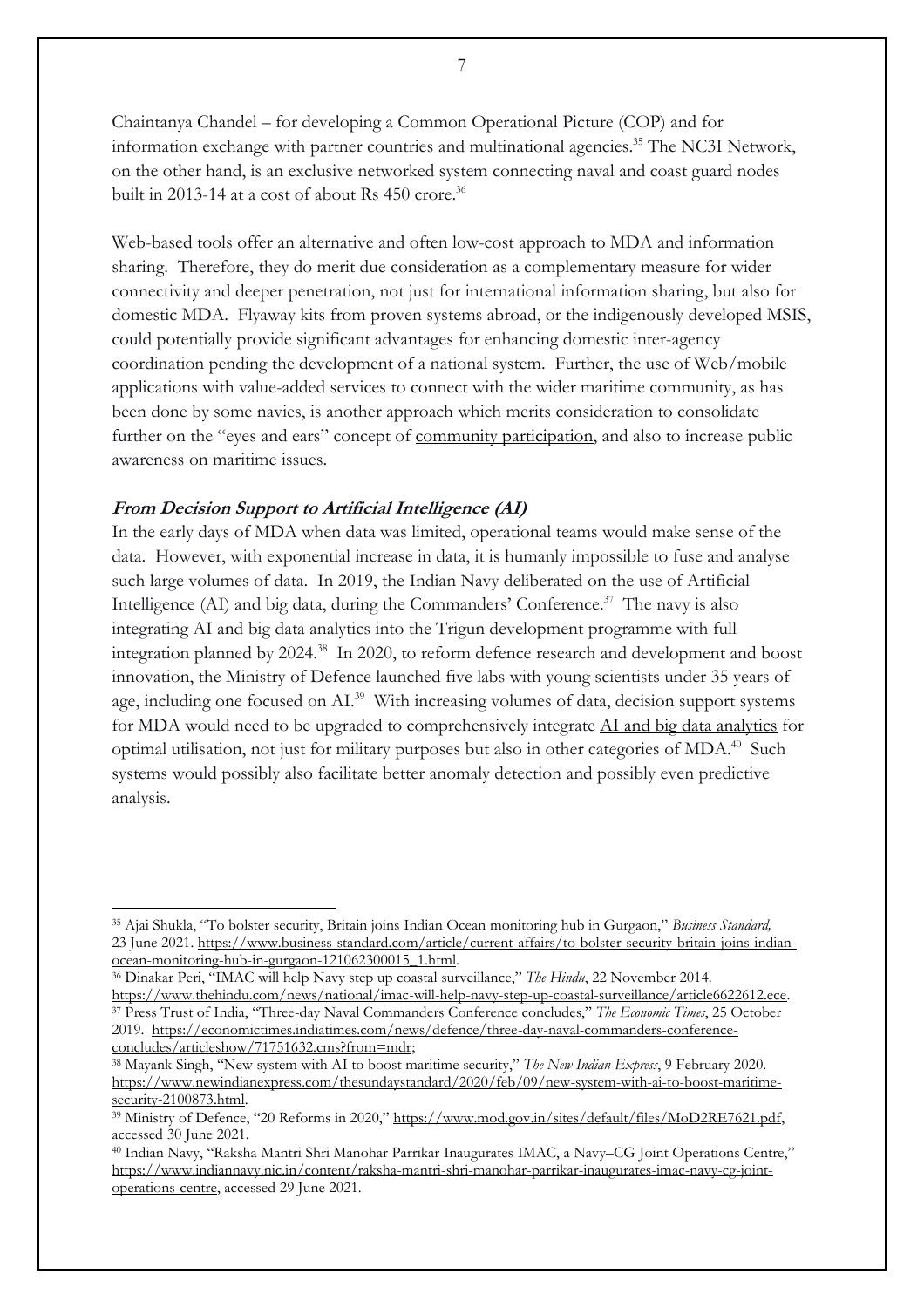Chaintanya Chandel – for developing a Common Operational Picture (COP) and for information exchange with partner countries and multinational agencies.[35] The NC3I Network, on the other hand, is an exclusive networked system connecting naval and coast guard nodes built in 2013-14 at a cost of about Rs 450 crore.[36]

Web-based tools offer an alternative and often low-cost approach to MDA and information sharing. Therefore, they do merit due consideration as a complementary measure for wider connectivity and deeper penetration, not just for international information sharing, but also for domestic MDA. Flyaway kits from proven systems abroad, or the indigenously developed MSIS, could potentially provide significant advantages for enhancing domestic inter-agency coordination pending the development of a national system. Further, the use of Web/mobile applications with value-added services to connect with the wider maritime community, as has been done by some navies, is another approach which merits consideration to consolidate further on the "eyes and ears" concept of community participation, and also to increase public awareness on maritime issues.

### *From Decision Support to Artificial Intelligence (AI)*

In the early days of MDA when data was limited, operational teams would make sense of the data. However, with exponential increase in data, it is humanly impossible to fuse and analyse such large volumes of data. In 2019, the Indian Navy deliberated on the use of Artificial Intelligence (AI) and big data, during the Commanders' Conference.[37] The navy is also integrating AI and big data analytics into the Trigun development programme with full integration planned by 2024.[38] In 2020, to reform defence research and development and boost innovation, the Ministry of Defence launched five labs with young scientists under 35 years of age, including one focused on AI.[39] With increasing volumes of data, decision support systems for MDA would need to be upgraded to comprehensively integrate AI and big data analytics for optimal utilisation, not just for military purposes but also in other categories of MDA.[40] Such systems would possibly also facilitate better anomaly detection and possibly even predictive analysis.

---

[35] Ajai Shukla, "To bolster security, Britain joins Indian Ocean monitoring hub in Gurgaon," *Business Standard,* 23 June 2021. https://www.business-standard.com/article/current-affairs/to-bolster-security-britain-joins-indian-ocean-monitoring-hub-in-gurgaon-121062300015_1.html.

[36] Dinakar Peri, "IMAC will help Navy step up coastal surveillance," *The Hindu*, 22 November 2014. https://www.thehindu.com/news/national/imac-will-help-navy-step-up-coastal-surveillance/article6622612.ece.

[37] Press Trust of India, "Three-day Naval Commanders Conference concludes," *The Economic Times*, 25 October 2019. https://economictimes.indiatimes.com/news/defence/three-day-naval-commanders-conference-concludes/articleshow/71751632.cms?from=mdr;

[38] Mayank Singh, "New system with AI to boost maritime security," *The New Indian Express*, 9 February 2020. https://www.newindianexpress.com/thesundaystandard/2020/feb/09/new-system-with-ai-to-boost-maritime-security-2100873.html.

[39] Ministry of Defence, "20 Reforms in 2020," https://www.mod.gov.in/sites/default/files/MoD2RE7621.pdf, accessed 30 June 2021.

[40] Indian Navy, "Raksha Mantri Shri Manohar Parrikar Inaugurates IMAC, a Navy–CG Joint Operations Centre," https://www.indiannavy.nic.in/content/raksha-mantri-shri-manohar-parrikar-inaugurates-imac-navy-cg-joint-operations-centre, accessed 29 June 2021.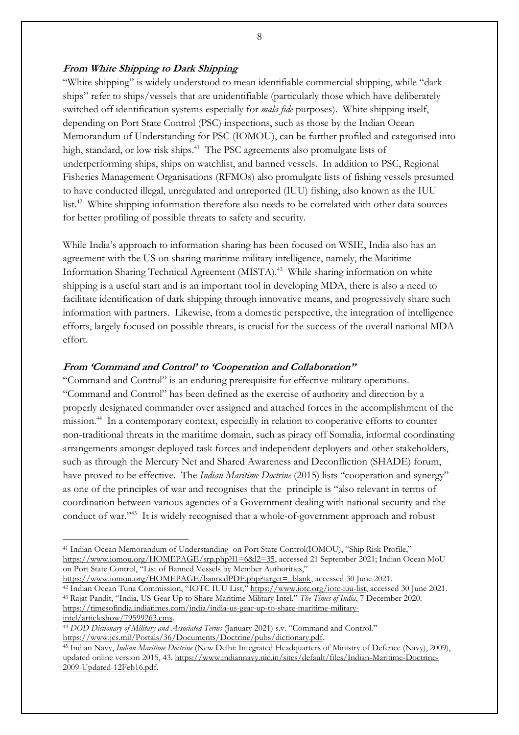***From White Shipping to Dark Shipping***

"White shipping" is widely understood to mean identifiable commercial shipping, while "dark ships" refer to ships/vessels that are unidentifiable (particularly those which have deliberately switched off identification systems especially for *mala fide* purposes). White shipping itself, depending on Port State Control (PSC) inspections, such as those by the Indian Ocean Memorandum of Understanding for PSC (IOMOU), can be further profiled and categorised into high, standard, or low risk ships.[41] The PSC agreements also promulgate lists of underperforming ships, ships on watchlist, and banned vessels. In addition to PSC, Regional Fisheries Management Organisations (RFMOs) also promulgate lists of fishing vessels presumed to have conducted illegal, unregulated and unreported (IUU) fishing, also known as the IUU list.[42] White shipping information therefore also needs to be correlated with other data sources for better profiling of possible threats to safety and security.

While India's approach to information sharing has been focused on WSIE, India also has an agreement with the US on sharing maritime military intelligence, namely, the Maritime Information Sharing Technical Agreement (MISTA).[43] While sharing information on white shipping is a useful start and is an important tool in developing MDA, there is also a need to facilitate identification of dark shipping through innovative means, and progressively share such information with partners. Likewise, from a domestic perspective, the integration of intelligence efforts, largely focused on possible threats, is crucial for the success of the overall national MDA effort.

***From 'Command and Control' to 'Cooperation and Collaboration"***

"Command and Control" is an enduring prerequisite for effective military operations. "Command and Control" has been defined as the exercise of authority and direction by a properly designated commander over assigned and attached forces in the accomplishment of the mission.[44] In a contemporary context, especially in relation to cooperative efforts to counter non-traditional threats in the maritime domain, such as piracy off Somalia, informal coordinating arrangements amongst deployed task forces and independent deployers and other stakeholders, such as through the Mercury Net and Shared Awareness and Deconfliction (SHADE) forum, have proved to be effective. The *Indian Maritime Doctrine* (2015) lists "cooperation and synergy" as one of the principles of war and recognises that the principle is "also relevant in terms of coordination between various agencies of a Government dealing with national security and the conduct of war."[45] It is widely recognised that a whole-of-government approach and robust

---

[41] Indian Ocean Memorandum of Understanding on Port State Control(IOMOU), "Ship Risk Profile," https://www.iomou.org/HOMEPAGE/srp.php?l1=6&l2=35, accessed 21 September 2021; Indian Ocean MoU on Port State Control, "List of Banned Vessels by Member Authorities," https://www.iomou.org/HOMEPAGE/bannedPDF.php?target=_blank, accessed 30 June 2021.

[42] Indian Ocean Tuna Commission, "IOTC IUU List," https://www.iotc.org/iotc-iuu-list, accessed 30 June 2021.

[43] Rajat Pandit, "India, US Gear Up to Share Maritime Military Intel," *The Times of India*, 7 December 2020. https://timesofindia.indiatimes.com/india/india-us-gear-up-to-share-maritime-military-intel/articleshow/79599263.cms.

[44] *DOD Dictionary of Military and Associated Terms* (January 2021) s.v. "Command and Control." https://www.jcs.mil/Portals/36/Documents/Doctrine/pubs/dictionary.pdf.

[45] Indian Navy, *Indian Maritime Doctrine* (New Delhi: Integrated Headquarters of Ministry of Defence (Navy), 2009), updated online version 2015, 43. https://www.indiannavy.nic.in/sites/default/files/Indian-Maritime-Doctrine-2009-Updated-12Feb16.pdf.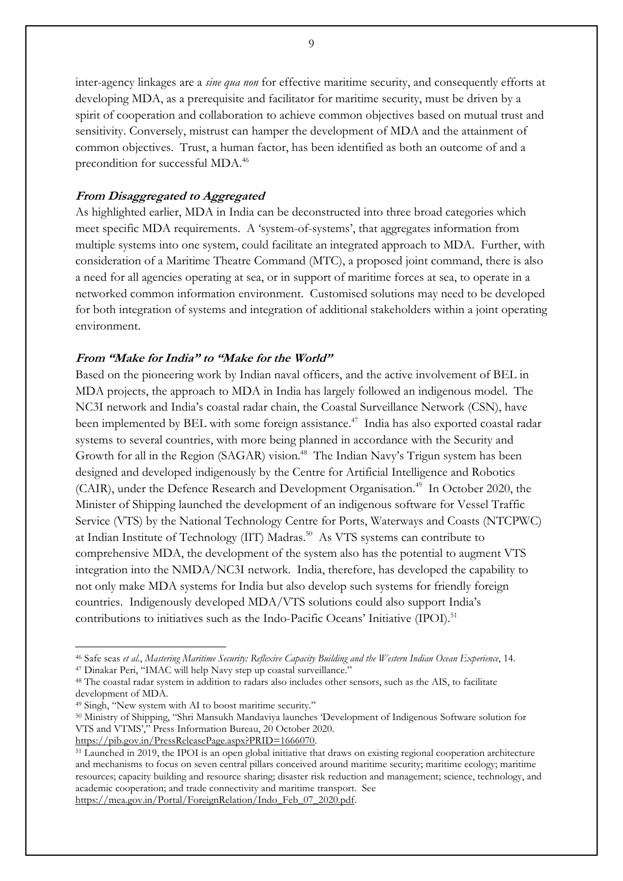inter-agency linkages are a *sine qua non* for effective maritime security, and consequently efforts at developing MDA, as a prerequisite and facilitator for maritime security, must be driven by a spirit of cooperation and collaboration to achieve common objectives based on mutual trust and sensitivity. Conversely, mistrust can hamper the development of MDA and the attainment of common objectives. Trust, a human factor, has been identified as both an outcome of and a precondition for successful MDA.[46]

### From Disaggregated to Aggregated

As highlighted earlier, MDA in India can be deconstructed into three broad categories which meet specific MDA requirements. A 'system-of-systems', that aggregates information from multiple systems into one system, could facilitate an integrated approach to MDA. Further, with consideration of a Maritime Theatre Command (MTC), a proposed joint command, there is also a need for all agencies operating at sea, or in support of maritime forces at sea, to operate in a networked common information environment. Customised solutions may need to be developed for both integration of systems and integration of additional stakeholders within a joint operating environment.

### From "Make for India" to "Make for the World"

Based on the pioneering work by Indian naval officers, and the active involvement of BEL in MDA projects, the approach to MDA in India has largely followed an indigenous model. The NC3I network and India's coastal radar chain, the Coastal Surveillance Network (CSN), have been implemented by BEL with some foreign assistance.[47] India has also exported coastal radar systems to several countries, with more being planned in accordance with the Security and Growth for all in the Region (SAGAR) vision.[48] The Indian Navy's Trigun system has been designed and developed indigenously by the Centre for Artificial Intelligence and Robotics (CAIR), under the Defence Research and Development Organisation.[49] In October 2020, the Minister of Shipping launched the development of an indigenous software for Vessel Traffic Service (VTS) by the National Technology Centre for Ports, Waterways and Coasts (NTCPWC) at Indian Institute of Technology (IIT) Madras.[50] As VTS systems can contribute to comprehensive MDA, the development of the system also has the potential to augment VTS integration into the NMDA/NC3I network. India, therefore, has developed the capability to not only make MDA systems for India but also develop such systems for friendly foreign countries. Indigenously developed MDA/VTS solutions could also support India's contributions to initiatives such as the Indo-Pacific Oceans' Initiative (IPOI).[51]

---

[46] Safe seas *et al.*, *Mastering Maritime Security: Reflexive Capacity Building and the Western Indian Ocean Experience*, 14.

[47] Dinakar Peri, "IMAC will help Navy step up coastal surveillance."

[48] The coastal radar system in addition to radars also includes other sensors, such as the AIS, to facilitate development of MDA.

[49] Singh, "New system with AI to boost maritime security."

[50] Ministry of Shipping, "Shri Mansukh Mandaviya launches 'Development of Indigenous Software solution for VTS and VTMS'," Press Information Bureau, 20 October 2020. https://pib.gov.in/PressReleasePage.aspx?PRID=1666070.

[51] Launched in 2019, the IPOI is an open global initiative that draws on existing regional cooperation architecture and mechanisms to focus on seven central pillars conceived around maritime security; maritime ecology; maritime resources; capacity building and resource sharing; disaster risk reduction and management; science, technology, and academic cooperation; and trade connectivity and maritime transport. See https://mea.gov.in/Portal/ForeignRelation/Indo_Feb_07_2020.pdf.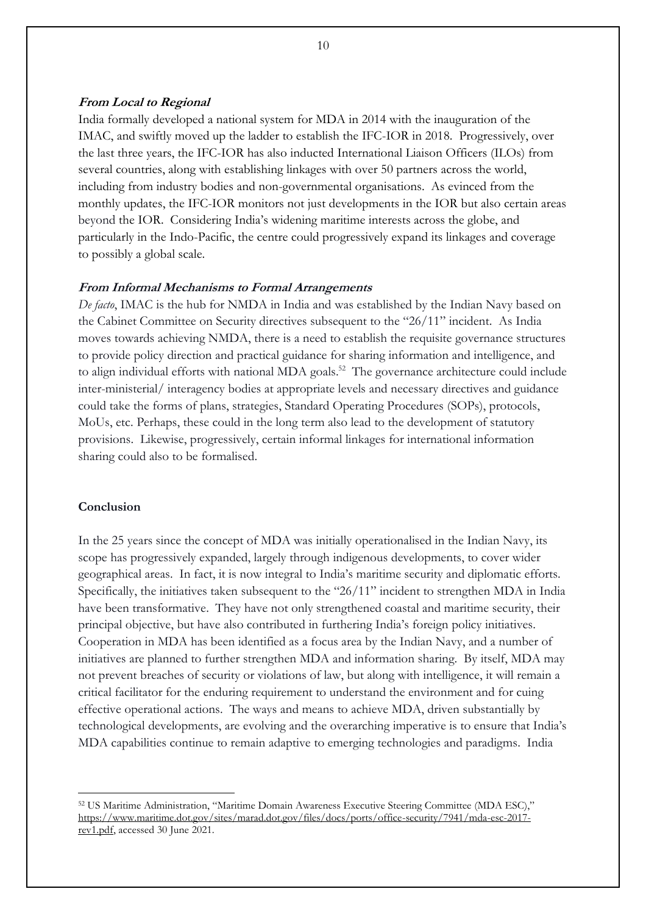***From Local to Regional***

India formally developed a national system for MDA in 2014 with the inauguration of the IMAC, and swiftly moved up the ladder to establish the IFC-IOR in 2018. Progressively, over the last three years, the IFC-IOR has also inducted International Liaison Officers (ILOs) from several countries, along with establishing linkages with over 50 partners across the world, including from industry bodies and non-governmental organisations. As evinced from the monthly updates, the IFC-IOR monitors not just developments in the IOR but also certain areas beyond the IOR. Considering India's widening maritime interests across the globe, and particularly in the Indo-Pacific, the centre could progressively expand its linkages and coverage to possibly a global scale.

***From Informal Mechanisms to Formal Arrangements***

*De facto*, IMAC is the hub for NMDA in India and was established by the Indian Navy based on the Cabinet Committee on Security directives subsequent to the "26/11" incident. As India moves towards achieving NMDA, there is a need to establish the requisite governance structures to provide policy direction and practical guidance for sharing information and intelligence, and to align individual efforts with national MDA goals.[52] The governance architecture could include inter-ministerial/ interagency bodies at appropriate levels and necessary directives and guidance could take the forms of plans, strategies, Standard Operating Procedures (SOPs), protocols, MoUs, etc. Perhaps, these could in the long term also lead to the development of statutory provisions. Likewise, progressively, certain informal linkages for international information sharing could also to be formalised.

**Conclusion**

In the 25 years since the concept of MDA was initially operationalised in the Indian Navy, its scope has progressively expanded, largely through indigenous developments, to cover wider geographical areas. In fact, it is now integral to India's maritime security and diplomatic efforts. Specifically, the initiatives taken subsequent to the "26/11" incident to strengthen MDA in India have been transformative. They have not only strengthened coastal and maritime security, their principal objective, but have also contributed in furthering India's foreign policy initiatives. Cooperation in MDA has been identified as a focus area by the Indian Navy, and a number of initiatives are planned to further strengthen MDA and information sharing. By itself, MDA may not prevent breaches of security or violations of law, but along with intelligence, it will remain a critical facilitator for the enduring requirement to understand the environment and for cuing effective operational actions. The ways and means to achieve MDA, driven substantially by technological developments, are evolving and the overarching imperative is to ensure that India's MDA capabilities continue to remain adaptive to emerging technologies and paradigms. India

---

[52] US Maritime Administration, "Maritime Domain Awareness Executive Steering Committee (MDA ESC)," https://www.maritime.dot.gov/sites/marad.dot.gov/files/docs/ports/office-security/7941/mda-esc-2017-rev1.pdf, accessed 30 June 2021.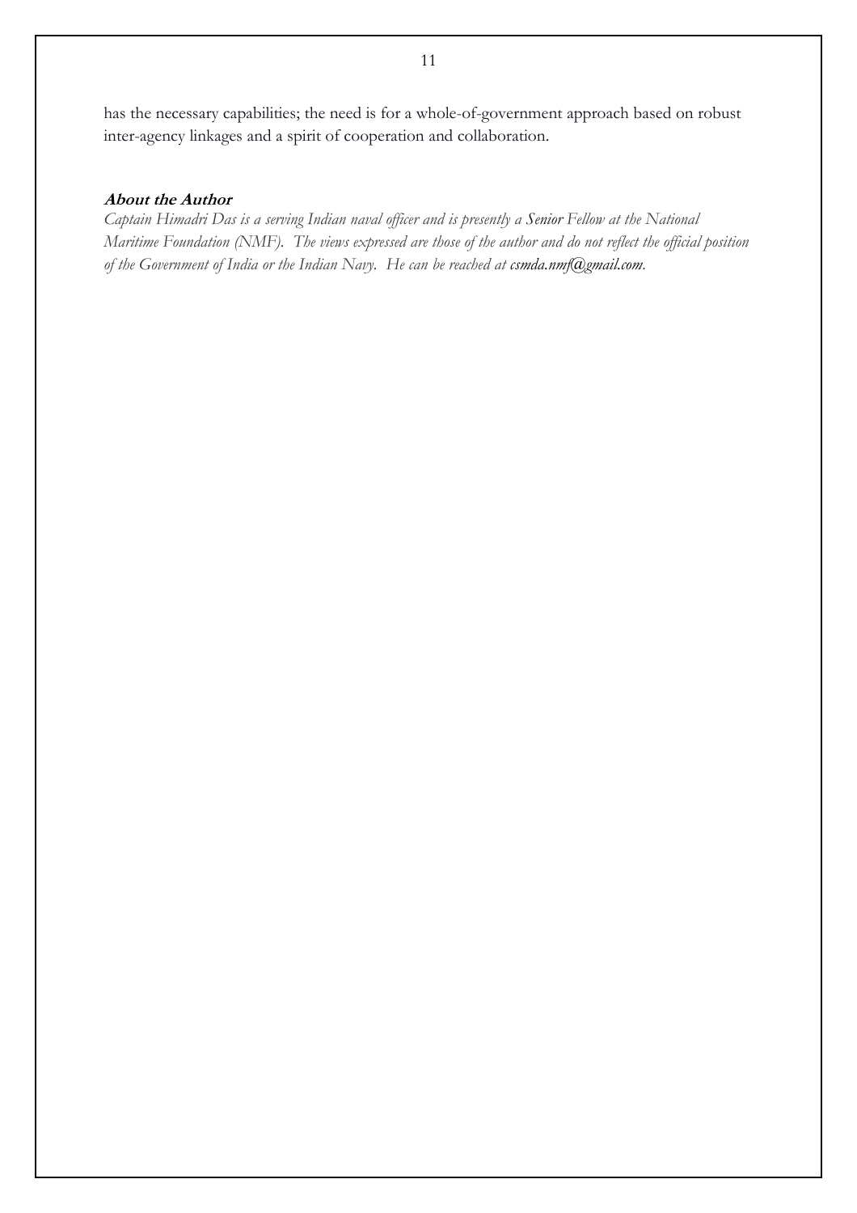has the necessary capabilities; the need is for a whole-of-government approach based on robust inter-agency linkages and a spirit of cooperation and collaboration.

***About the Author***

*Captain Himadri Das is a serving Indian naval officer and is presently a Senior Fellow at the National Maritime Foundation (NMF). The views expressed are those of the author and do not reflect the official position of the Government of India or the Indian Navy. He can be reached at csmda.nmf@gmail.com.*